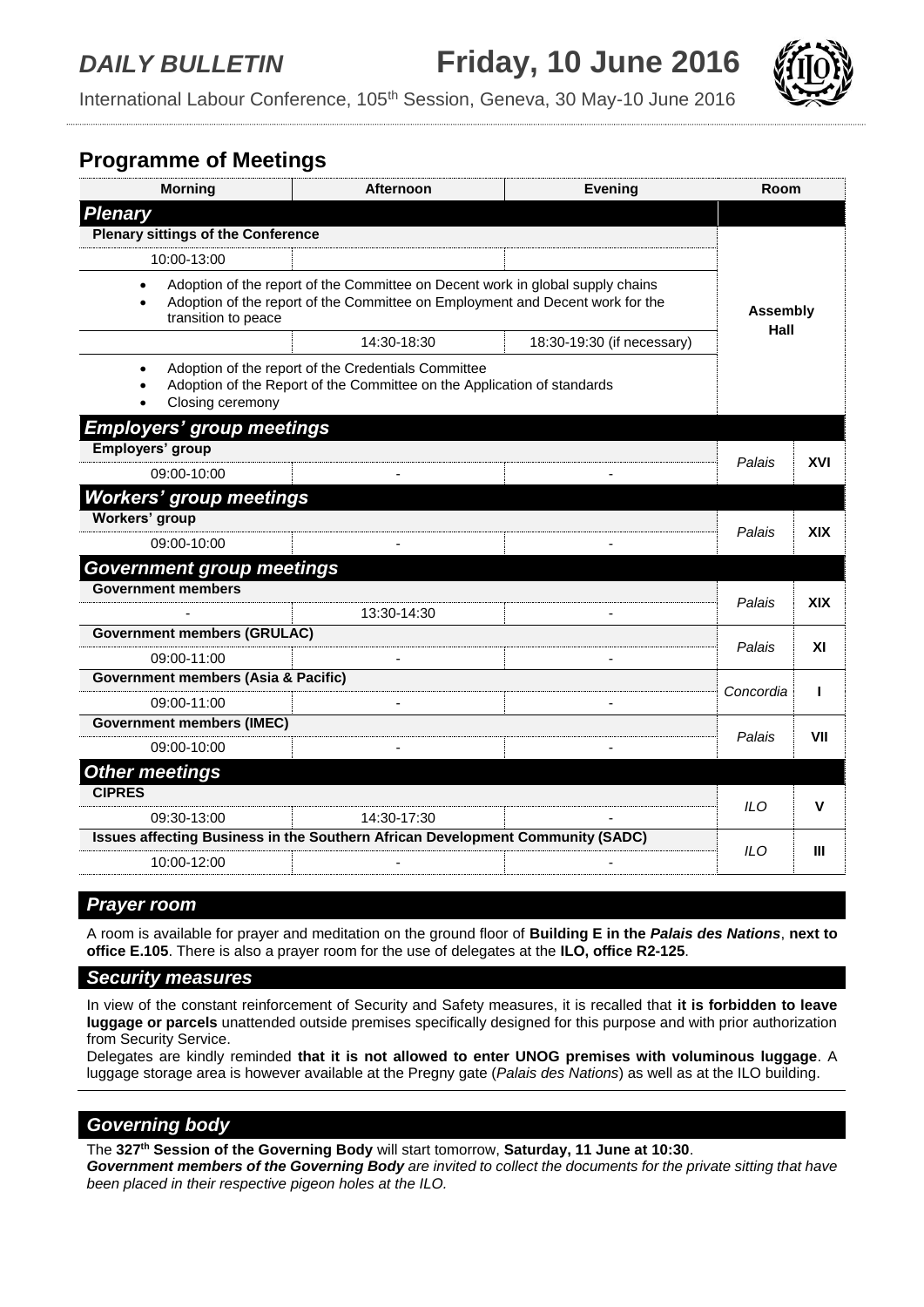# DAILY BULLETIN Friday, 10 June 2016

International Labour Conference, 105th Session, Geneva, 30 May-10 June 2016

## Programme of Meetings

| Morning | Afternoon | Evening | Room | |
|---|---|---|---|---|
| ***Plenary*** | | | | |
| **Plenary sittings of the Conference** | | | **Assembly Hall** | |
| 10:00-13:00 | | | | |
| • Adoption of the report of the Committee on Decent work in global supply chains<br>• Adoption of the report of the Committee on Employment and Decent work for the transition to peace | | | | |
| | 14:30-18:30 | 18:30-19:30 (if necessary) | | |
| • Adoption of the report of the Credentials Committee<br>• Adoption of the Report of the Committee on the Application of standards<br>• Closing ceremony | | | | |
| ***Employers' group meetings*** | | | | |
| **Employers' group** | | | *Palais* | **XVI** |
| 09:00-10:00 | - | - | | |
| ***Workers' group meetings*** | | | | |
| **Workers' group** | | | *Palais* | **XIX** |
| 09:00-10:00 | - | - | | |
| ***Government group meetings*** | | | | |
| **Government members** | | | *Palais* | **XIX** |
| - | 13:30-14:30 | - | | |
| **Government members (GRULAC)** | | | *Palais* | **XI** |
| 09:00-11:00 | - | - | | |
| **Government members (Asia & Pacific)** | | | *Concordia* | **I** |
| 09:00-11:00 | - | - | | |
| **Government members (IMEC)** | | | *Palais* | **VII** |
| 09:00-10:00 | - | - | | |
| ***Other meetings*** | | | | |
| **CIPRES** | | | *ILO* | **V** |
| 09:30-13:00 | 14:30-17:30 | - | | |
| **Issues affecting Business in the Southern African Development Community (SADC)** | | | *ILO* | **III** |
| 10:00-12:00 | - | - | | |

## *Prayer room*

A room is available for prayer and meditation on the ground floor of **Building E in the *Palais des Nations***, **next to office E.105**. There is also a prayer room for the use of delegates at the **ILO, office R2-125**.

## *Security measures*

In view of the constant reinforcement of Security and Safety measures, it is recalled that **it is forbidden to leave luggage or parcels** unattended outside premises specifically designed for this purpose and with prior authorization from Security Service.

Delegates are kindly reminded **that it is not allowed to enter UNOG premises with voluminous luggage**. A luggage storage area is however available at the Pregny gate (*Palais des Nations*) as well as at the ILO building.

## *Governing body*

The **327th Session of the Governing Body** will start tomorrow, **Saturday, 11 June at 10:30**.

***Government members of the Governing Body*** *are invited to collect the documents for the private sitting that have been placed in their respective pigeon holes at the ILO.*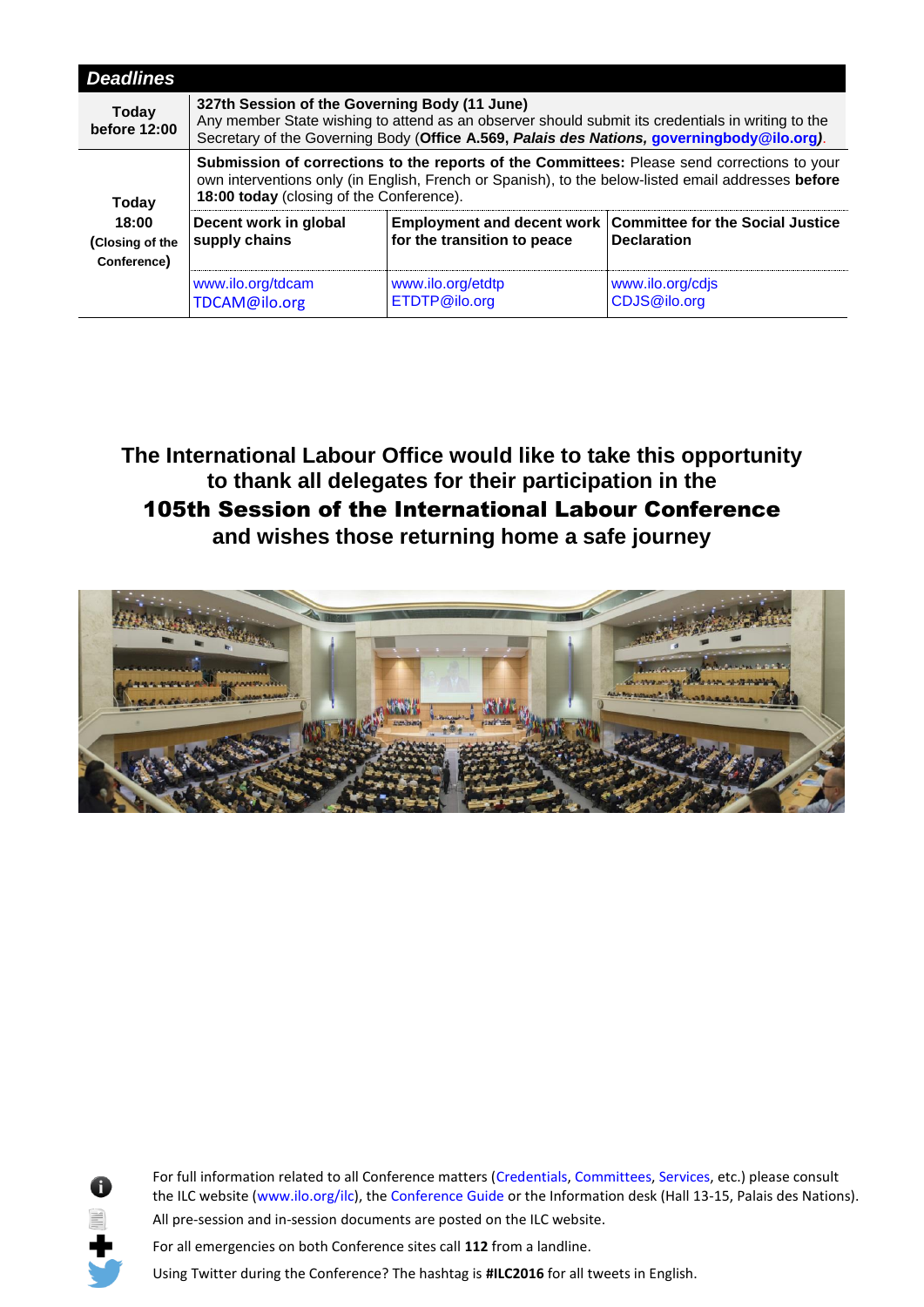## *Deadlines*

| | | | |
|---|---|---|---|
| **Today before 12:00** | **327th Session of the Governing Body (11 June)** Any member State wishing to attend as an observer should submit its credentials in writing to the Secretary of the Governing Body (**Office A.569, *Palais des Nations*, governingbody@ilo.org*)***. | | |
| **Today 18:00 (Closing of the Conference)** | **Submission of corrections to the reports of the Committees:** Please send corrections to your own interventions only (in English, French or Spanish), to the below-listed email addresses **before 18:00 today** (closing of the Conference). | | |
| | **Decent work in global supply chains** | **Employment and decent work for the transition to peace** | **Committee for the Social Justice Declaration** |
| | www.ilo.org/tdcam TDCAM@ilo.org | www.ilo.org/etdtp ETDTP@ilo.org | www.ilo.org/cdjs CDJS@ilo.org |

**The International Labour Office would like to take this opportunity to thank all delegates for their participation in the**
**105th Session of the International Labour Conference**
**and wishes those returning home a safe journey**

For full information related to all Conference matters (Credentials, Committees, Services, etc.) please consult the ILC website (www.ilo.org/ilc), the Conference Guide or the Information desk (Hall 13-15, Palais des Nations).

All pre-session and in-session documents are posted on the ILC website.

For all emergencies on both Conference sites call **112** from a landline.

Using Twitter during the Conference? The hashtag is **#ILC2016** for all tweets in English.